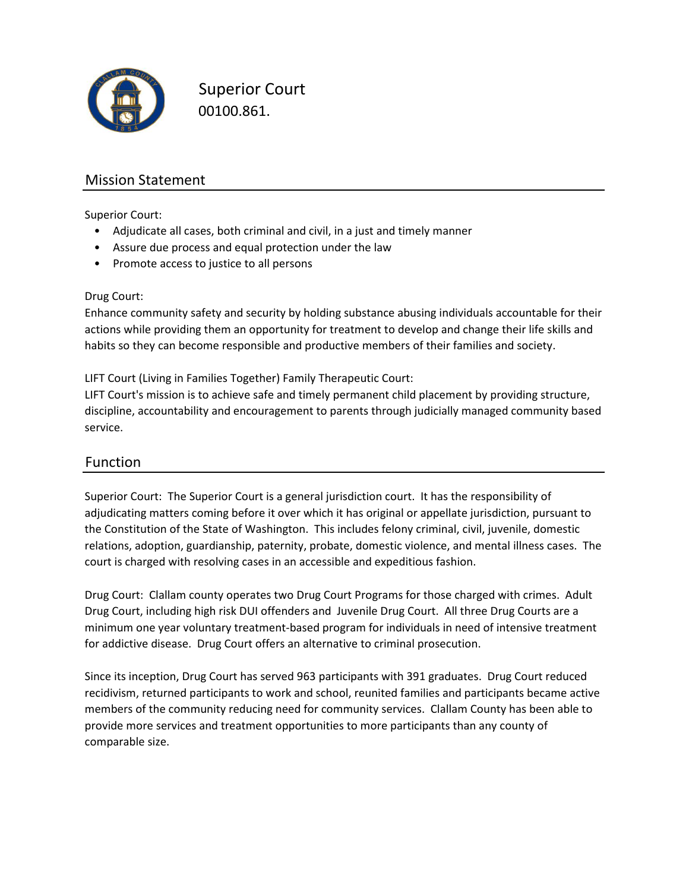# Superior Court

00100.861.

## Mission Statement

Superior Court:

- Adjudicate all cases, both criminal and civil, in a just and timely manner
- Assure due process and equal protection under the law
- Promote access to justice to all persons

Drug Court:
Enhance community safety and security by holding substance abusing individuals accountable for their actions while providing them an opportunity for treatment to develop and change their life skills and habits so they can become responsible and productive members of their families and society.

LIFT Court (Living in Families Together) Family Therapeutic Court:
LIFT Court's mission is to achieve safe and timely permanent child placement by providing structure, discipline, accountability and encouragement to parents through judicially managed community based service.

## Function

Superior Court: The Superior Court is a general jurisdiction court. It has the responsibility of adjudicating matters coming before it over which it has original or appellate jurisdiction, pursuant to the Constitution of the State of Washington. This includes felony criminal, civil, juvenile, domestic relations, adoption, guardianship, paternity, probate, domestic violence, and mental illness cases. The court is charged with resolving cases in an accessible and expeditious fashion.

Drug Court: Clallam county operates two Drug Court Programs for those charged with crimes. Adult Drug Court, including high risk DUI offenders and Juvenile Drug Court. All three Drug Courts are a minimum one year voluntary treatment-based program for individuals in need of intensive treatment for addictive disease. Drug Court offers an alternative to criminal prosecution.

Since its inception, Drug Court has served 963 participants with 391 graduates. Drug Court reduced recidivism, returned participants to work and school, reunited families and participants became active members of the community reducing need for community services. Clallam County has been able to provide more services and treatment opportunities to more participants than any county of comparable size.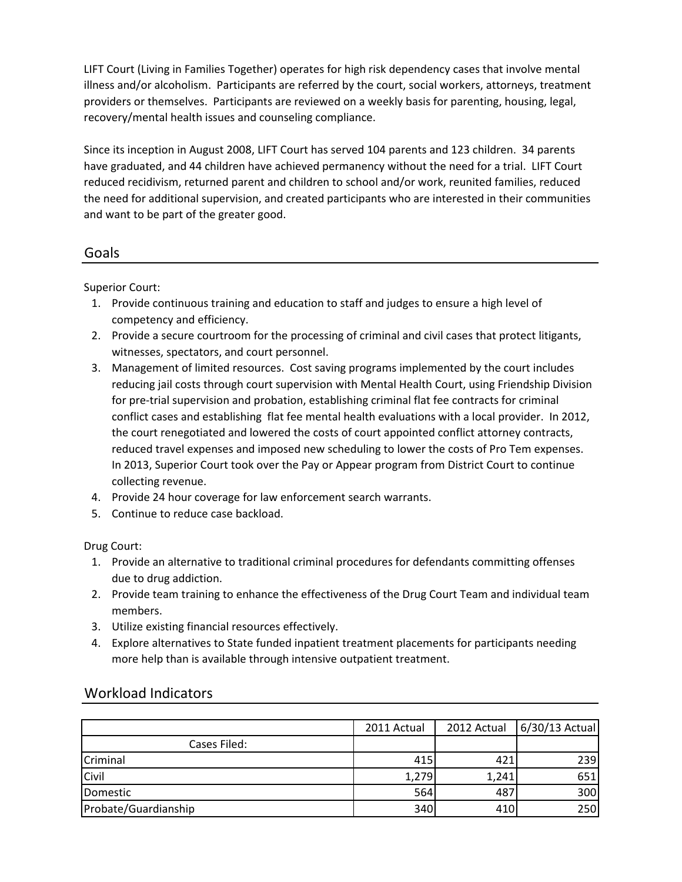LIFT Court (Living in Families Together) operates for high risk dependency cases that involve mental illness and/or alcoholism. Participants are referred by the court, social workers, attorneys, treatment providers or themselves. Participants are reviewed on a weekly basis for parenting, housing, legal, recovery/mental health issues and counseling compliance.

Since its inception in August 2008, LIFT Court has served 104 parents and 123 children. 34 parents have graduated, and 44 children have achieved permanency without the need for a trial. LIFT Court reduced recidivism, returned parent and children to school and/or work, reunited families, reduced the need for additional supervision, and created participants who are interested in their communities and want to be part of the greater good.

## Goals

Superior Court:

1. Provide continuous training and education to staff and judges to ensure a high level of competency and efficiency.
2. Provide a secure courtroom for the processing of criminal and civil cases that protect litigants, witnesses, spectators, and court personnel.
3. Management of limited resources. Cost saving programs implemented by the court includes reducing jail costs through court supervision with Mental Health Court, using Friendship Division for pre-trial supervision and probation, establishing criminal flat fee contracts for criminal conflict cases and establishing flat fee mental health evaluations with a local provider. In 2012, the court renegotiated and lowered the costs of court appointed conflict attorney contracts, reduced travel expenses and imposed new scheduling to lower the costs of Pro Tem expenses. In 2013, Superior Court took over the Pay or Appear program from District Court to continue collecting revenue.
4. Provide 24 hour coverage for law enforcement search warrants.
5. Continue to reduce case backload.

Drug Court:

1. Provide an alternative to traditional criminal procedures for defendants committing offenses due to drug addiction.
2. Provide team training to enhance the effectiveness of the Drug Court Team and individual team members.
3. Utilize existing financial resources effectively.
4. Explore alternatives to State funded inpatient treatment placements for participants needing more help than is available through intensive outpatient treatment.

## Workload Indicators

| | 2011 Actual | 2012 Actual | 6/30/13 Actual |
|---|---|---|---|
| Cases Filed: | | | |
| Criminal | 415 | 421 | 239 |
| Civil | 1,279 | 1,241 | 651 |
| Domestic | 564 | 487 | 300 |
| Probate/Guardianship | 340 | 410 | 250 |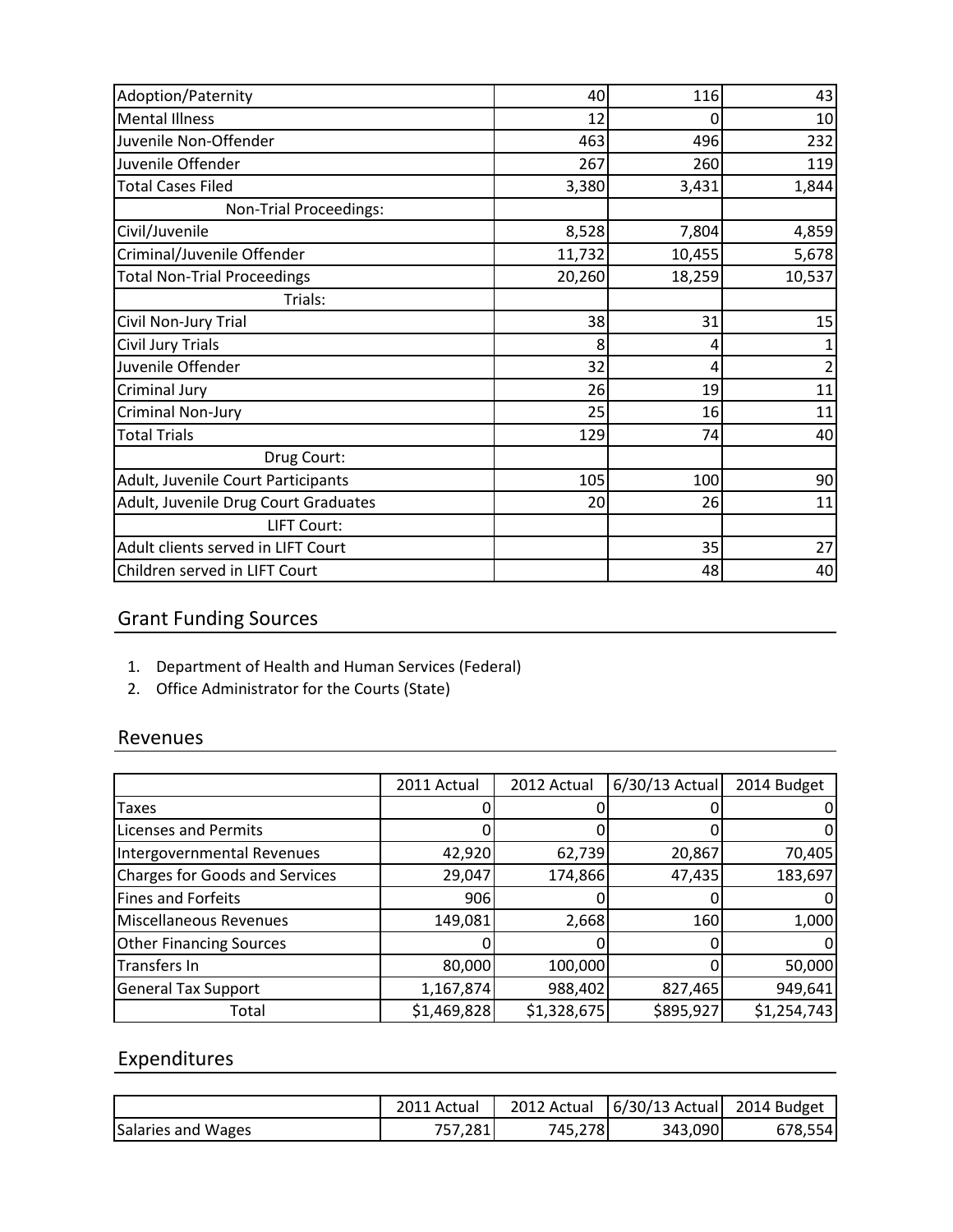| | | | |
|---|---|---|---|
| Adoption/Paternity | 40 | 116 | 43 |
| Mental Illness | 12 | 0 | 10 |
| Juvenile Non-Offender | 463 | 496 | 232 |
| Juvenile Offender | 267 | 260 | 119 |
| Total Cases Filed | 3,380 | 3,431 | 1,844 |
| Non-Trial Proceedings: | | | |
| Civil/Juvenile | 8,528 | 7,804 | 4,859 |
| Criminal/Juvenile Offender | 11,732 | 10,455 | 5,678 |
| Total Non-Trial Proceedings | 20,260 | 18,259 | 10,537 |
| Trials: | | | |
| Civil Non-Jury Trial | 38 | 31 | 15 |
| Civil Jury Trials | 8 | 4 | 1 |
| Juvenile Offender | 32 | 4 | 2 |
| Criminal Jury | 26 | 19 | 11 |
| Criminal Non-Jury | 25 | 16 | 11 |
| Total Trials | 129 | 74 | 40 |
| Drug Court: | | | |
| Adult, Juvenile Court Participants | 105 | 100 | 90 |
| Adult, Juvenile Drug Court Graduates | 20 | 26 | 11 |
| LIFT Court: | | | |
| Adult clients served in LIFT Court | | 35 | 27 |
| Children served in LIFT Court | | 48 | 40 |

## Grant Funding Sources

1. Department of Health and Human Services (Federal)
2. Office Administrator for the Courts (State)

## Revenues

| | 2011 Actual | 2012 Actual | 6/30/13 Actual | 2014 Budget |
|---|---|---|---|---|
| Taxes | 0 | 0 | 0 | 0 |
| Licenses and Permits | 0 | 0 | 0 | 0 |
| Intergovernmental Revenues | 42,920 | 62,739 | 20,867 | 70,405 |
| Charges for Goods and Services | 29,047 | 174,866 | 47,435 | 183,697 |
| Fines and Forfeits | 906 | 0 | 0 | 0 |
| Miscellaneous Revenues | 149,081 | 2,668 | 160 | 1,000 |
| Other Financing Sources | 0 | 0 | 0 | 0 |
| Transfers In | 80,000 | 100,000 | 0 | 50,000 |
| General Tax Support | 1,167,874 | 988,402 | 827,465 | 949,641 |
| Total | $1,469,828 | $1,328,675 | $895,927 | $1,254,743 |

## Expenditures

| | 2011 Actual | 2012 Actual | 6/30/13 Actual | 2014 Budget |
|---|---|---|---|---|
| Salaries and Wages | 757,281 | 745,278 | 343,090 | 678,554 |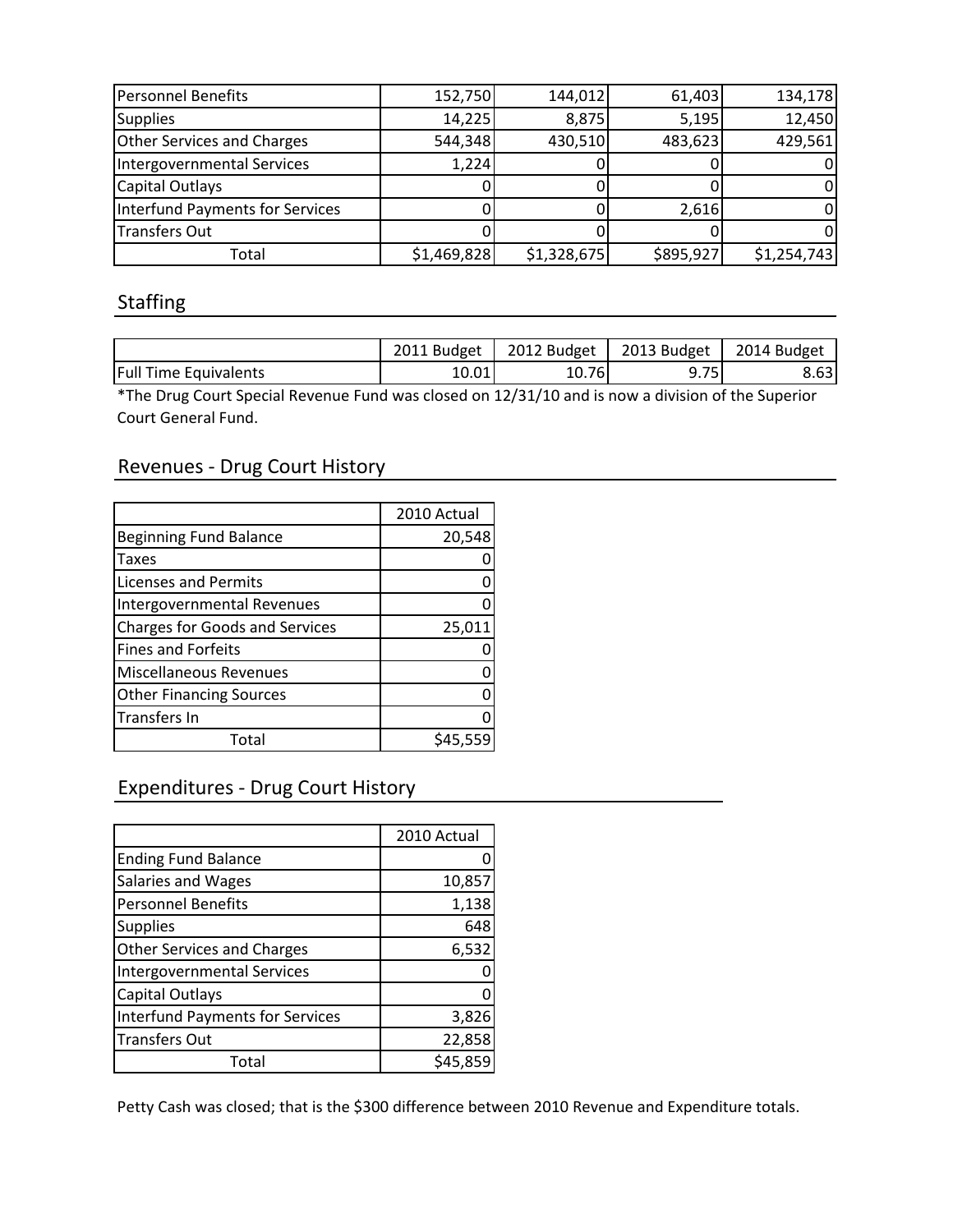| | | | | |
|---|---|---|---|---|
| Personnel Benefits | 152,750 | 144,012 | 61,403 | 134,178 |
| Supplies | 14,225 | 8,875 | 5,195 | 12,450 |
| Other Services and Charges | 544,348 | 430,510 | 483,623 | 429,561 |
| Intergovernmental Services | 1,224 | 0 | 0 | 0 |
| Capital Outlays | 0 | 0 | 0 | 0 |
| Interfund Payments for Services | 0 | 0 | 2,616 | 0 |
| Transfers Out | 0 | 0 | 0 | 0 |
| Total | $1,469,828 | $1,328,675 | $895,927 | $1,254,743 |

## Staffing

| | 2011 Budget | 2012 Budget | 2013 Budget | 2014 Budget |
|---|---|---|---|---|
| Full Time Equivalents | 10.01 | 10.76 | 9.75 | 8.63 |

*The Drug Court Special Revenue Fund was closed on 12/31/10 and is now a division of the Superior Court General Fund.

## Revenues - Drug Court History

| | 2010 Actual |
|---|---|
| Beginning Fund Balance | 20,548 |
| Taxes | 0 |
| Licenses and Permits | 0 |
| Intergovernmental Revenues | 0 |
| Charges for Goods and Services | 25,011 |
| Fines and Forfeits | 0 |
| Miscellaneous Revenues | 0 |
| Other Financing Sources | 0 |
| Transfers In | 0 |
| Total | $45,559 |

## Expenditures - Drug Court History

| | 2010 Actual |
|---|---|
| Ending Fund Balance | 0 |
| Salaries and Wages | 10,857 |
| Personnel Benefits | 1,138 |
| Supplies | 648 |
| Other Services and Charges | 6,532 |
| Intergovernmental Services | 0 |
| Capital Outlays | 0 |
| Interfund Payments for Services | 3,826 |
| Transfers Out | 22,858 |
| Total | $45,859 |

Petty Cash was closed; that is the $300 difference between 2010 Revenue and Expenditure totals.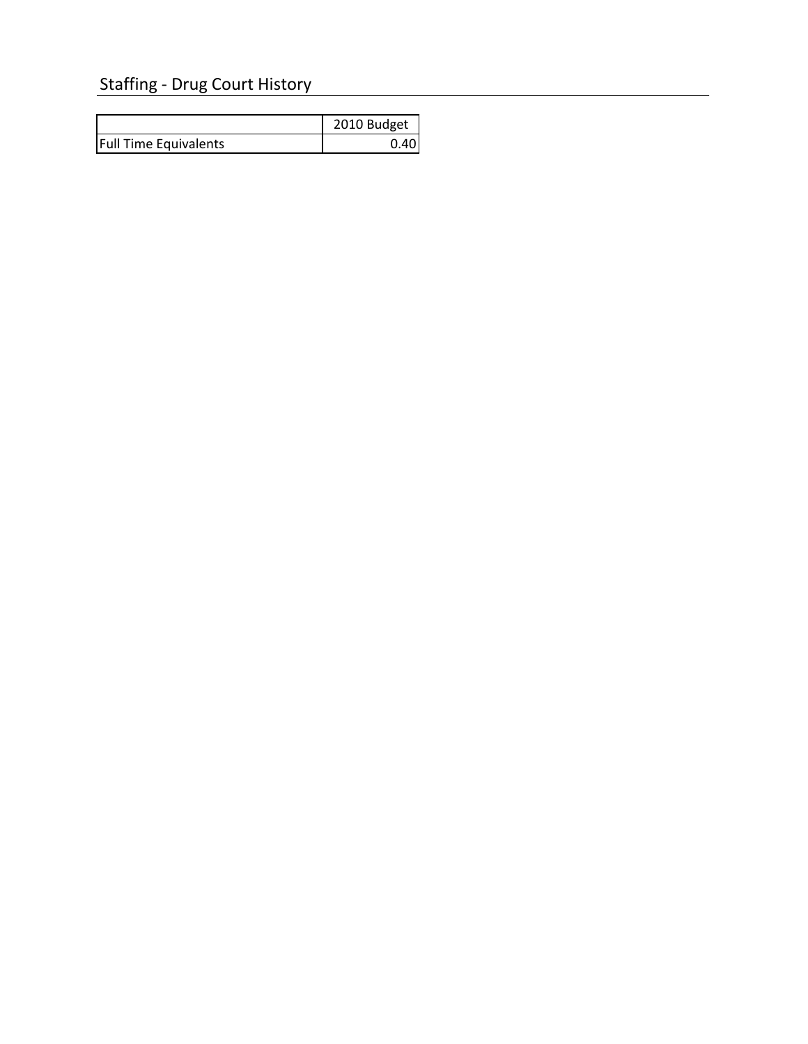## Staffing - Drug Court History

| | 2010 Budget |
|---|---|
| Full Time Equivalents | 0.40 |